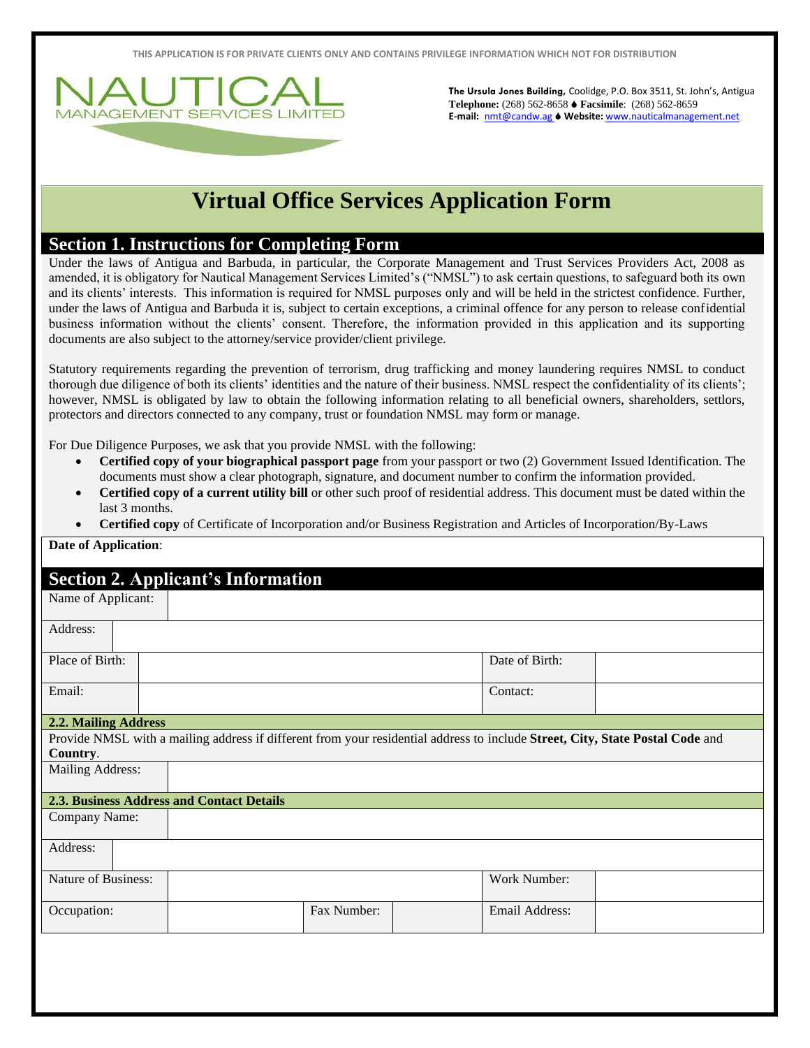THIS APPLICATION IS FOR PRIVATE CLIENTS ONLY AND CONTAINS PRIVILEGE INFORMATION WHICH NOT FOR DISTRIBUTION

NAUTICAL
MANAGEMENT SERVICES LIMITED

**The Ursula Jones Building,** Coolidge, P.O. Box 3511, St. John's, Antigua
**Telephone:** (268) 562-8658 ♦ **Facsimile**: (268) 562-8659
**E-mail:** nmt@candw.ag ♦ **Website:** www.nauticalmanagement.net

# Virtual Office Services Application Form

## Section 1. Instructions for Completing Form

Under the laws of Antigua and Barbuda, in particular, the Corporate Management and Trust Services Providers Act, 2008 as amended, it is obligatory for Nautical Management Services Limited's ("NMSL") to ask certain questions, to safeguard both its own and its clients' interests. This information is required for NMSL purposes only and will be held in the strictest confidence. Further, under the laws of Antigua and Barbuda it is, subject to certain exceptions, a criminal offence for any person to release confidential business information without the clients' consent. Therefore, the information provided in this application and its supporting documents are also subject to the attorney/service provider/client privilege.

Statutory requirements regarding the prevention of terrorism, drug trafficking and money laundering requires NMSL to conduct thorough due diligence of both its clients' identities and the nature of their business. NMSL respect the confidentiality of its clients'; however, NMSL is obligated by law to obtain the following information relating to all beneficial owners, shareholders, settlors, protectors and directors connected to any company, trust or foundation NMSL may form or manage.

For Due Diligence Purposes, we ask that you provide NMSL with the following:

- **Certified copy of your biographical passport page** from your passport or two (2) Government Issued Identification. The documents must show a clear photograph, signature, and document number to confirm the information provided.
- **Certified copy of a current utility bill** or other such proof of residential address. This document must be dated within the last 3 months.
- **Certified copy** of Certificate of Incorporation and/or Business Registration and Articles of Incorporation/By-Laws

**Date of Application**:

## Section 2. Applicant's Information

| Name of Applicant: | |
|---|---|
| Address: | |

| Place of Birth: | | Date of Birth: | |
|---|---|---|---|
| Email: | | Contact: | |

### 2.2. Mailing Address

Provide NMSL with a mailing address if different from your residential address to include **Street, City, State Postal Code** and **Country**.

| Mailing Address: | |
|---|---|

### 2.3. Business Address and Contact Details

| Company Name: | |
|---|---|
| Address: | |

| Nature of Business: | | | | Work Number: | |
|---|---|---|---|---|---|
| Occupation: | | Fax Number: | | Email Address: | |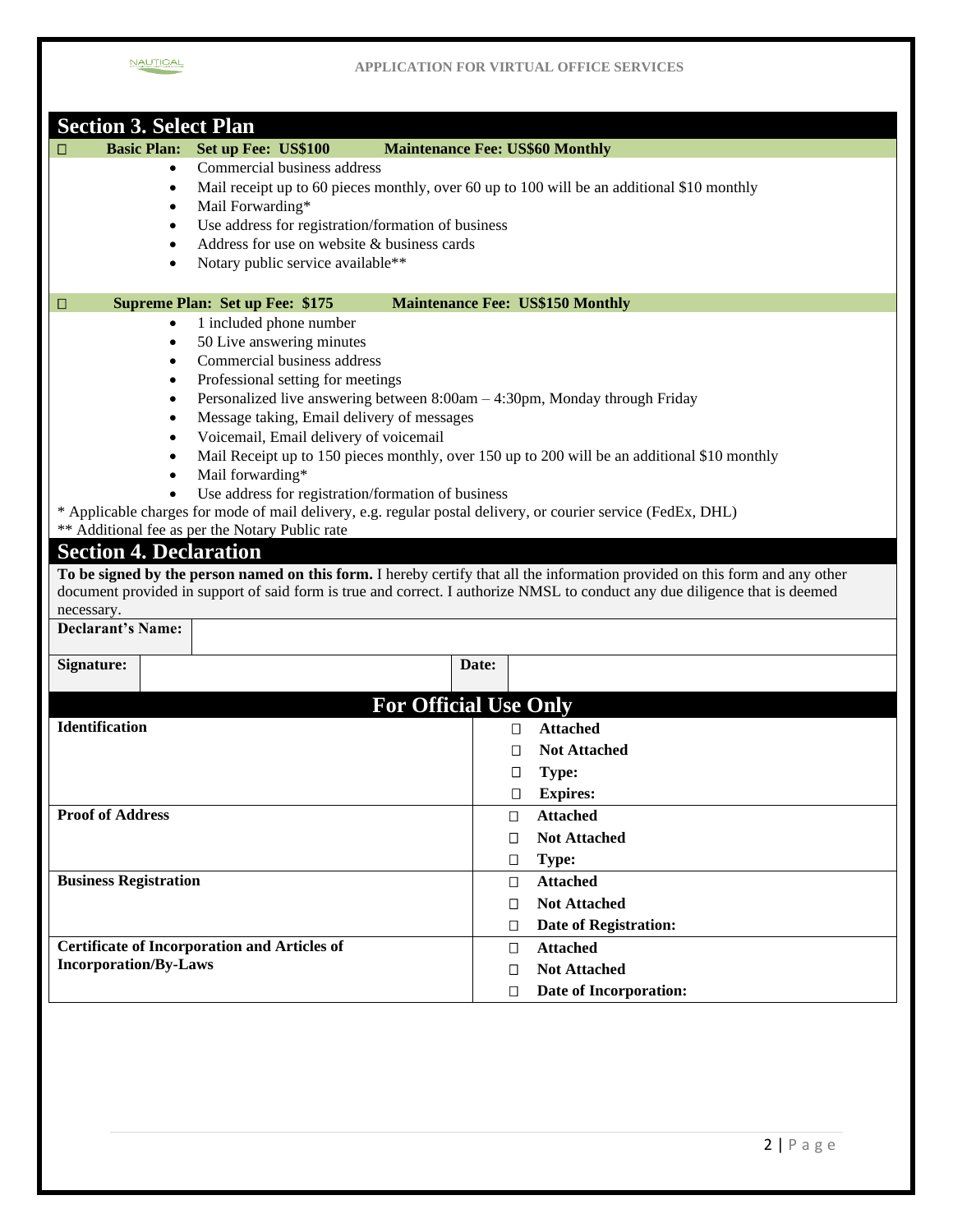## Section 3. Select Plan

☐ **Basic Plan: Set up Fee: US$100 Maintenance Fee: US$60 Monthly**

- Commercial business address
- Mail receipt up to 60 pieces monthly, over 60 up to 100 will be an additional $10 monthly
- Mail Forwarding*
- Use address for registration/formation of business
- Address for use on website & business cards
- Notary public service available**

☐ **Supreme Plan: Set up Fee: $175 Maintenance Fee: US$150 Monthly**

- 1 included phone number
- 50 Live answering minutes
- Commercial business address
- Professional setting for meetings
- Personalized live answering between 8:00am – 4:30pm, Monday through Friday
- Message taking, Email delivery of messages
- Voicemail, Email delivery of voicemail
- Mail Receipt up to 150 pieces monthly, over 150 up to 200 will be an additional $10 monthly
- Mail forwarding*
- Use address for registration/formation of business

* Applicable charges for mode of mail delivery, e.g. regular postal delivery, or courier service (FedEx, DHL)
** Additional fee as per the Notary Public rate

## Section 4. Declaration

**To be signed by the person named on this form.** I hereby certify that all the information provided on this form and any other document provided in support of said form is true and correct. I authorize NMSL to conduct any due diligence that is deemed necessary.

| | | | |
|---|---|---|---|
| **Declarant's Name:** | | | |
| **Signature:** | | **Date:** | |

## For Official Use Only

| | |
|---|---|
| **Identification** | ☐ **Attached**<br>☐ **Not Attached**<br>☐ **Type:**<br>☐ **Expires:** |
| **Proof of Address** | ☐ **Attached**<br>☐ **Not Attached**<br>☐ **Type:** |
| **Business Registration** | ☐ **Attached**<br>☐ **Not Attached**<br>☐ **Date of Registration:** |
| **Certificate of Incorporation and Articles of Incorporation/By-Laws** | ☐ **Attached**<br>☐ **Not Attached**<br>☐ **Date of Incorporation:** |